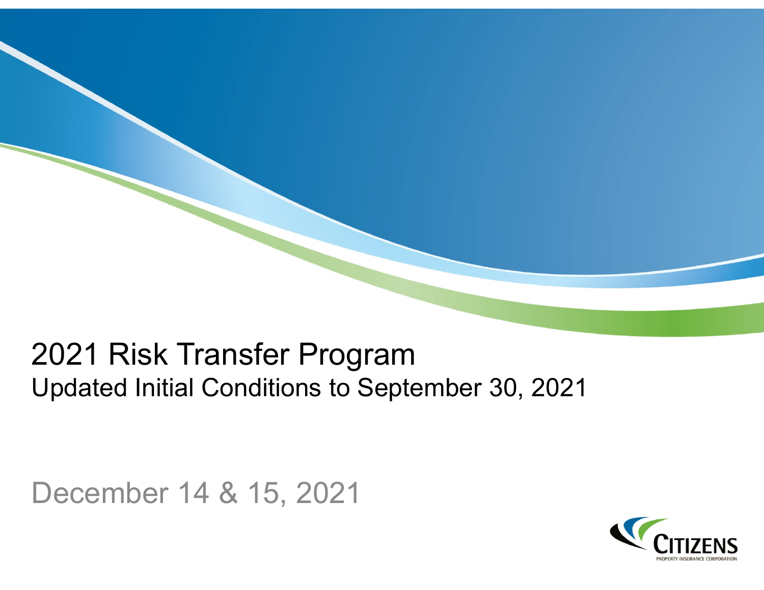# 2021 Risk Transfer Program

## Updated Initial Conditions to September 30, 2021

December 14 & 15, 2021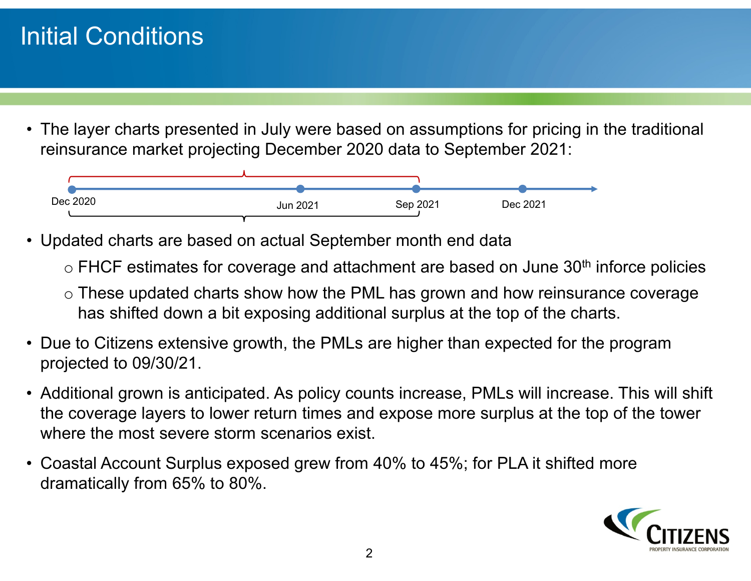# Initial Conditions

- The layer charts presented in July were based on assumptions for pricing in the traditional reinsurance market projecting December 2020 data to September 2021:

Dec 2020 — Jun 2021 — Sep 2021 — Dec 2021

- Updated charts are based on actual September month end data
  - FHCF estimates for coverage and attachment are based on June 30th inforce policies
  - These updated charts show how the PML has grown and how reinsurance coverage has shifted down a bit exposing additional surplus at the top of the charts.
- Due to Citizens extensive growth, the PMLs are higher than expected for the program projected to 09/30/21.
- Additional grown is anticipated. As policy counts increase, PMLs will increase. This will shift the coverage layers to lower return times and expose more surplus at the top of the tower where the most severe storm scenarios exist.
- Coastal Account Surplus exposed grew from 40% to 45%; for PLA it shifted more dramatically from 65% to 80%.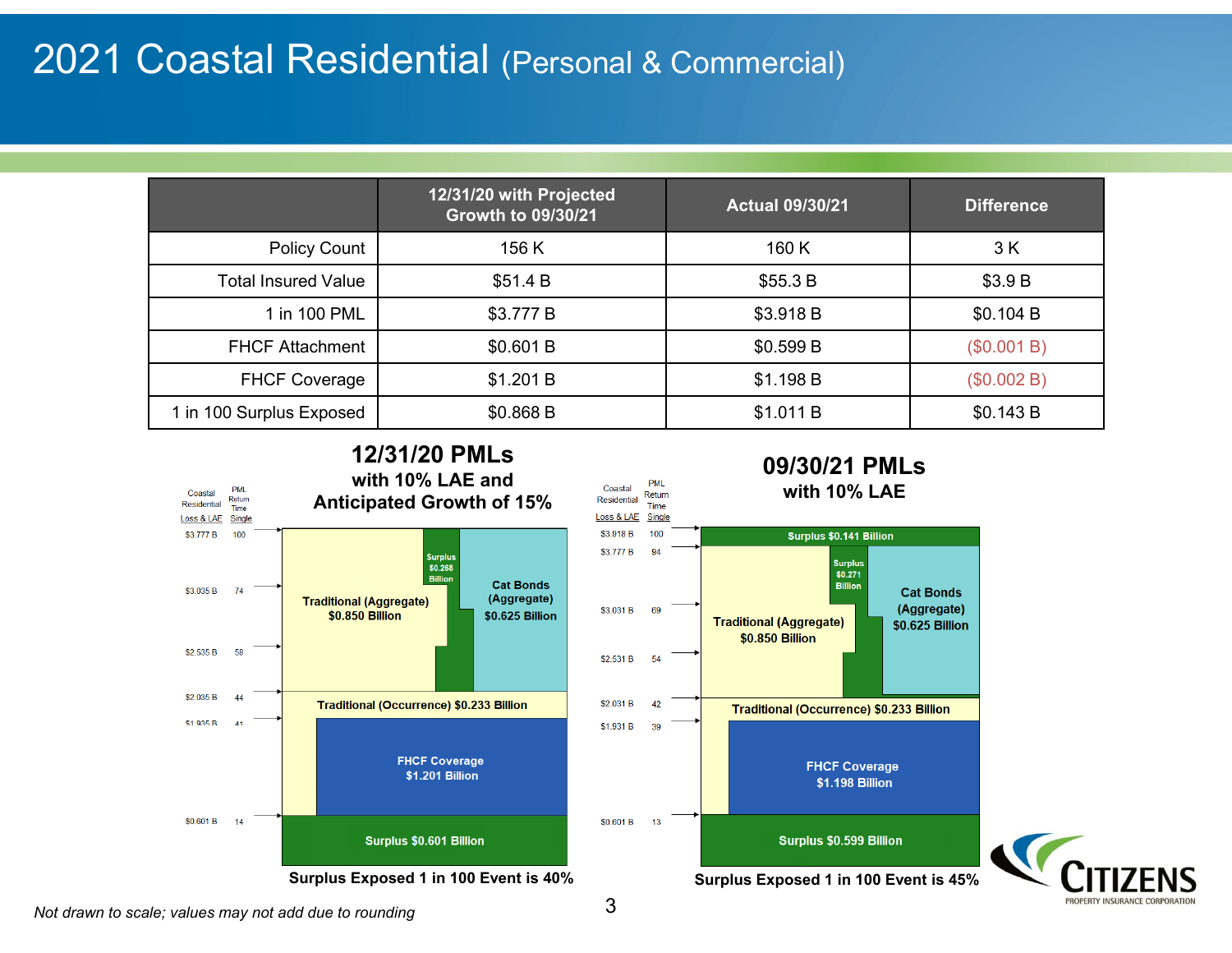# 2021 Coastal Residential (Personal & Commercial)

| | 12/31/20 with Projected Growth to 09/30/21 | Actual 09/30/21 | Difference |
|---|---|---|---|
| Policy Count | 156 K | 160 K | 3 K |
| Total Insured Value | $51.4 B | $55.3 B | $3.9 B |
| 1 in 100 PML | $3.777 B | $3.918 B | $0.104 B |
| FHCF Attachment | $0.601 B | $0.599 B | ($0.001 B) |
| FHCF Coverage | $1.201 B | $1.198 B | ($0.002 B) |
| 1 in 100 Surplus Exposed | $0.868 B | $1.011 B | $0.143 B |

## 12/31/20 PMLs with 10% LAE and Anticipated Growth of 15%

| Coastal Residential Loss & LAE | PML Return Time Single |
|---|---|
| $3.777 B | 100 |
| $3.035 B | 74 |
| $2.535 B | 58 |
| $2.035 B | 44 |
| $1.935 B | 41 |
| $0.601 B | 14 |

- Surplus $0.268 Billion
- Traditional (Aggregate) $0.850 Billion
- Cat Bonds (Aggregate) $0.625 Billion
- Traditional (Occurrence) $0.233 Billion
- FHCF Coverage $1.201 Billion
- Surplus $0.601 Billion

**Surplus Exposed 1 in 100 Event is 40%**

## 09/30/21 PMLs with 10% LAE

| Coastal Residential Loss & LAE | PML Return Time Single |
|---|---|
| $3.918 B | 100 |
| $3.777 B | 94 |
| $3.031 B | 69 |
| $2.531 B | 54 |
| $2.031 B | 42 |
| $1.931 B | 39 |
| $0.601 B | 13 |

- Surplus $0.141 Billion
- Surplus $0.271 Billion
- Traditional (Aggregate) $0.850 Billion
- Cat Bonds (Aggregate) $0.625 Billion
- Traditional (Occurrence) $0.233 Billion
- FHCF Coverage $1.198 Billion
- Surplus $0.599 Billion

**Surplus Exposed 1 in 100 Event is 45%**

*Not drawn to scale; values may not add due to rounding*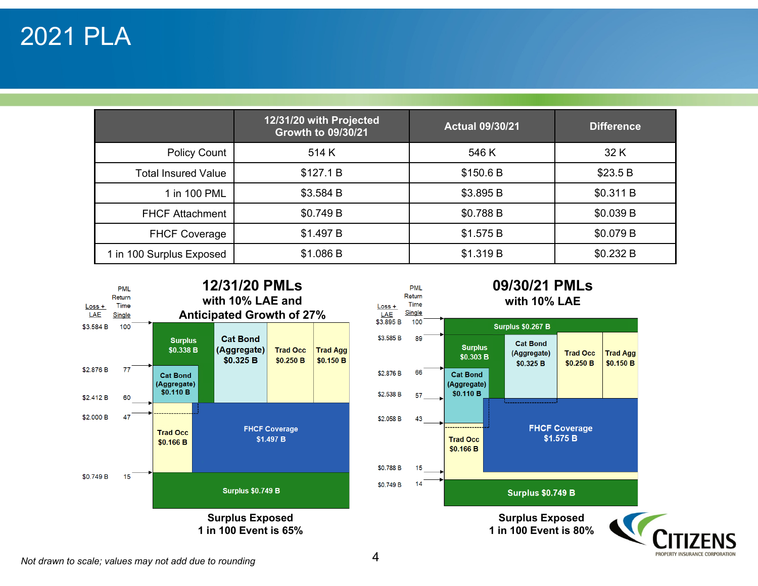# 2021 PLA

| | 12/31/20 with Projected Growth to 09/30/21 | Actual 09/30/21 | Difference |
|---|---|---|---|
| Policy Count | 514 K | 546 K | 32 K |
| Total Insured Value | $127.1 B | $150.6 B | $23.5 B |
| 1 in 100 PML | $3.584 B | $3.895 B | $0.311 B |
| FHCF Attachment | $0.749 B | $0.788 B | $0.039 B |
| FHCF Coverage | $1.497 B | $1.575 B | $0.079 B |
| 1 in 100 Surplus Exposed | $1.086 B | $1.319 B | $0.232 B |

## 12/31/20 PMLs with 10% LAE and Anticipated Growth of 27%

| Loss + LAE | PML Return Time Single |
|---|---|
| $3.584 B | 100 |
| $2.876 B | 77 |
| $2.412 B | 60 |
| $2.000 B | 47 |
| $0.749 B | 15 |

Layers: Surplus $0.338 B; Cat Bond (Aggregate) $0.325 B; Trad Occ $0.250 B; Trad Agg $0.150 B; Cat Bond (Aggregate) $0.110 B; Trad Occ $0.166 B; FHCF Coverage $1.497 B; Surplus $0.749 B

**Surplus Exposed 1 in 100 Event is 65%**

## 09/30/21 PMLs with 10% LAE

| Loss + LAE | PML Return Time Single |
|---|---|
| $3.895 B | 100 |
| $3.585 B | 89 |
| $2.876 B | 66 |
| $2.538 B | 57 |
| $2.058 B | 43 |
| $0.788 B | 15 |
| $0.749 B | 14 |

Layers: Surplus $0.267 B; Surplus $0.303 B; Cat Bond (Aggregate) $0.325 B; Trad Occ $0.250 B; Trad Agg $0.150 B; Cat Bond (Aggregate) $0.110 B; Trad Occ $0.166 B; FHCF Coverage $1.575 B; Surplus $0.749 B

**Surplus Exposed 1 in 100 Event is 80%**

*Not drawn to scale; values may not add due to rounding*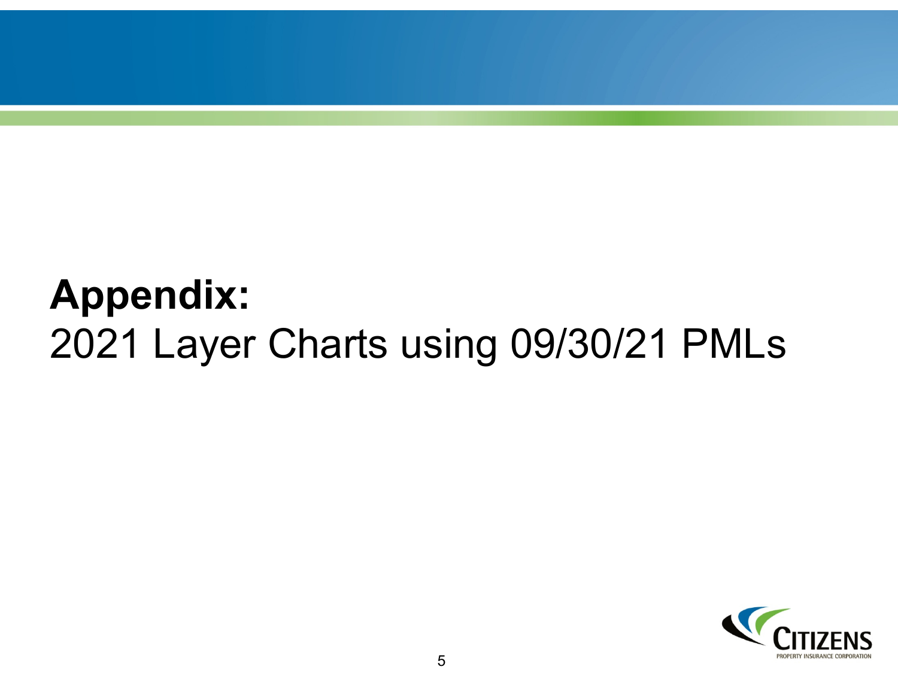# Appendix:

2021 Layer Charts using 09/30/21 PMLs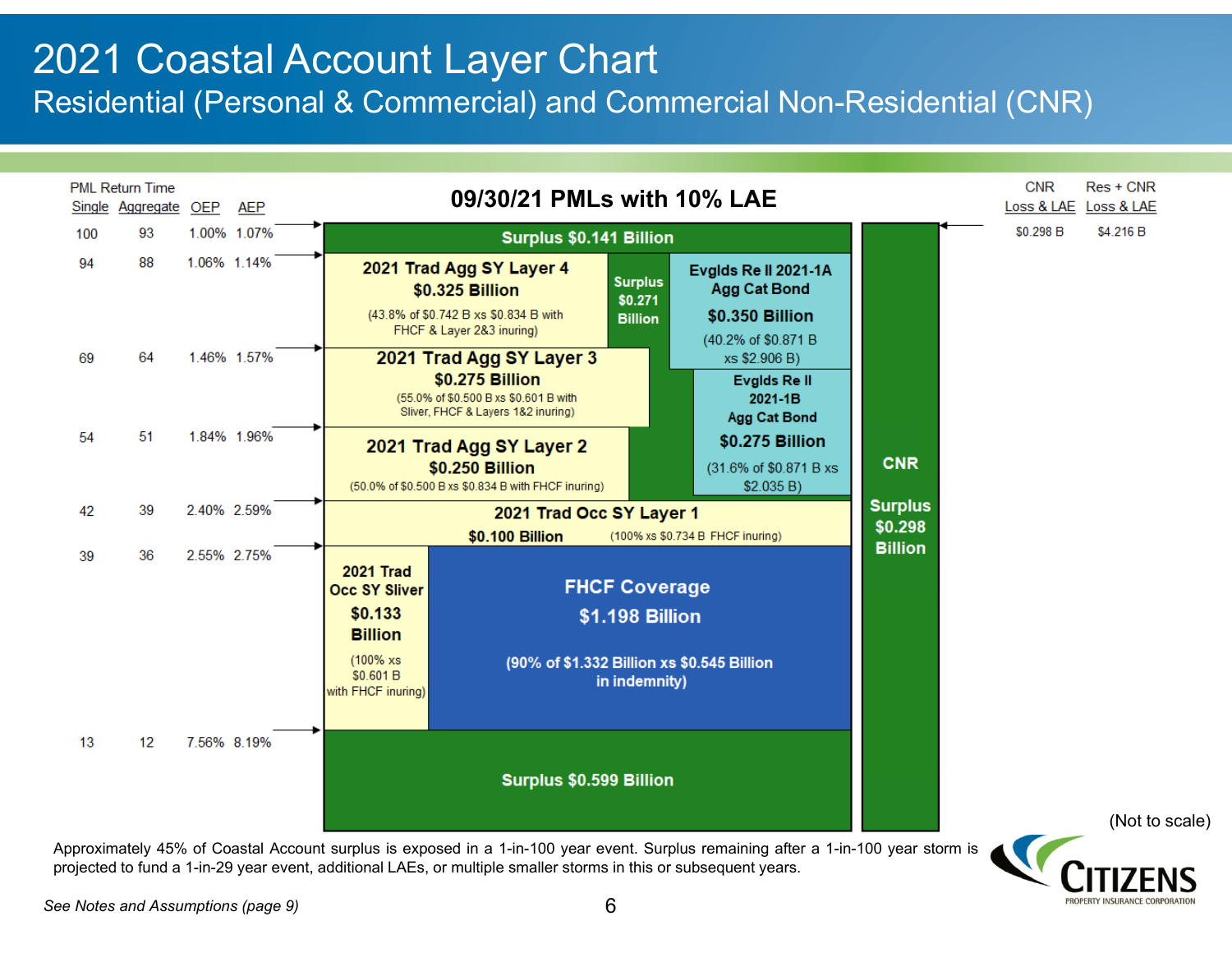# 2021 Coastal Account Layer Chart

## Residential (Personal & Commercial) and Commercial Non-Residential (CNR)

### 09/30/21 PMLs with 10% LAE

| PML Return Time Single | PML Return Time Aggregate | OEP | AEP |
|---|---|---|---|
| 100 | 93 | 1.00% | 1.07% |
| 94 | 88 | 1.06% | 1.14% |
| 69 | 64 | 1.46% | 1.57% |
| 54 | 51 | 1.84% | 1.96% |
| 42 | 39 | 2.40% | 2.59% |
| 39 | 36 | 2.55% | 2.75% |
| 13 | 12 | 7.56% | 8.19% |

| CNR Loss & LAE | Res + CNR Loss & LAE |
|---|---|
| $0.298 B | $4.216 B |

Layers (top to bottom):

- **Surplus $0.141 Billion**
- **2021 Trad Agg SY Layer 4** — **$0.325 Billion** (43.8% of $0.742 B xs $0.834 B with FHCF & Layer 2&3 inuring)
- **Surplus $0.271 Billion**
- **Evglds Re II 2021-1A Agg Cat Bond** — **$0.350 Billion** (40.2% of $0.871 B xs $2.906 B)
- **2021 Trad Agg SY Layer 3** — **$0.275 Billion** (55.0% of $0.500 B xs $0.601 B with Sliver, FHCF & Layers 1&2 inuring)
- **Evglds Re II 2021-1B Agg Cat Bond** — **$0.275 Billion** (31.6% of $0.871 B xs $2.035 B)
- **2021 Trad Agg SY Layer 2** — **$0.250 Billion** (50.0% of $0.500 B xs $0.834 B with FHCF inuring)
- **2021 Trad Occ SY Layer 1** — **$0.100 Billion** (100% xs $0.734 B FHCF inuring)
- **2021 Trad Occ SY Sliver** — **$0.133 Billion** (100% xs $0.601 B with FHCF inuring)
- **FHCF Coverage** — **$1.198 Billion** (90% of $1.332 Billion xs $0.545 Billion in indemnity)
- **Surplus $0.599 Billion**
- **CNR Surplus $0.298 Billion**

(Not to scale)

Approximately 45% of Coastal Account surplus is exposed in a 1-in-100 year event. Surplus remaining after a 1-in-100 year storm is projected to fund a 1-in-29 year event, additional LAEs, or multiple smaller storms in this or subsequent years.

*See Notes and Assumptions (page 9)*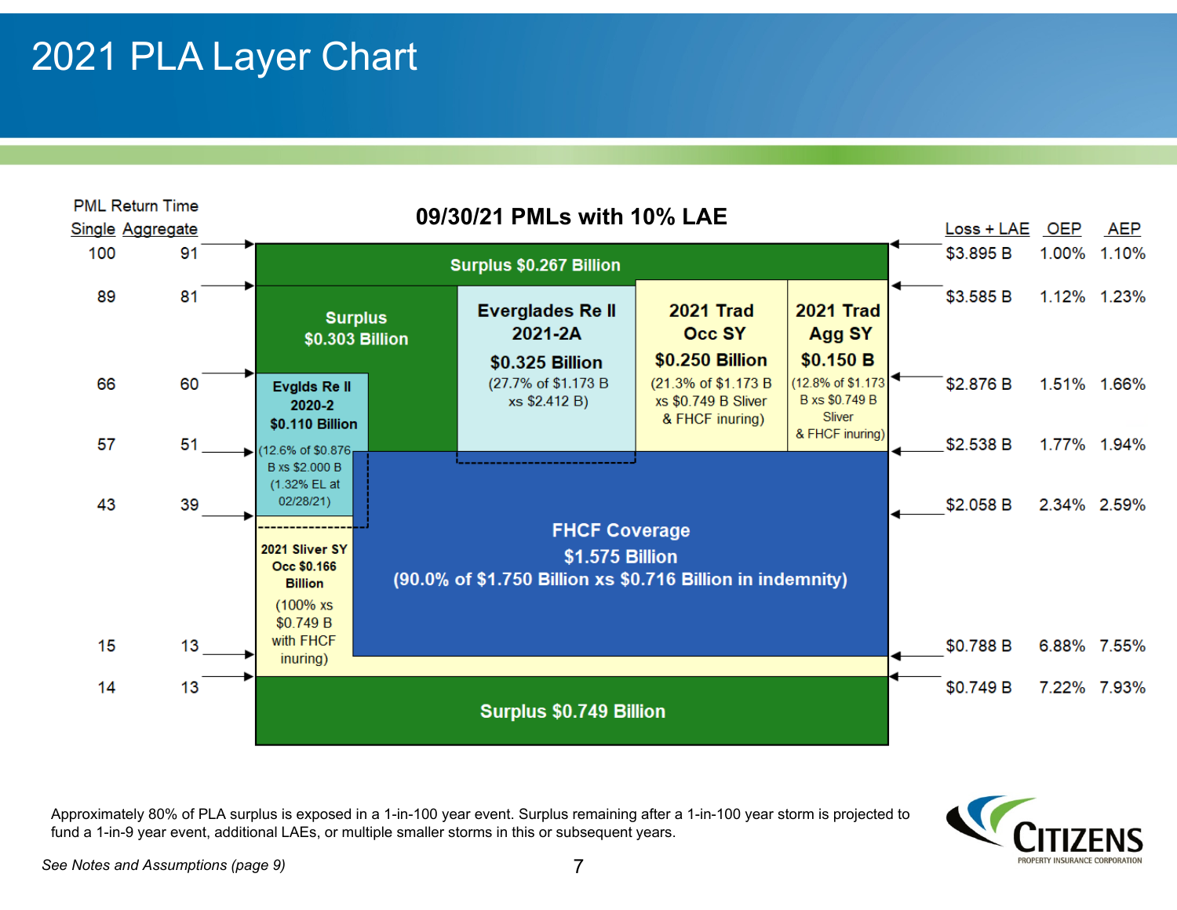# 2021 PLA Layer Chart

## 09/30/21 PMLs with 10% LAE

| PML Return Time Single | PML Return Time Aggregate | Loss + LAE | OEP | AEP |
|---|---|---|---|---|
| 100 | 91 | $3.895 B | 1.00% | 1.10% |
| 89 | 81 | $3.585 B | 1.12% | 1.23% |
| 66 | 60 | $2.876 B | 1.51% | 1.66% |
| 57 | 51 | $2.538 B | 1.77% | 1.94% |
| 43 | 39 | $2.058 B | 2.34% | 2.59% |
| 15 | 13 | $0.788 B | 6.88% | 7.55% |
| 14 | 13 | $0.749 B | 7.22% | 7.93% |

Layers (top to bottom):

- **Surplus $0.267 Billion**
- **Surplus $0.303 Billion**
- **Everglades Re II 2021-2A $0.325 Billion** (27.7% of $1.173 B xs $2.412 B)
- **2021 Trad Occ SY $0.250 Billion** (21.3% of $1.173 B xs $0.749 B Sliver & FHCF inuring)
- **2021 Trad Agg SY $0.150 B** (12.8% of $1.173 B xs $0.749 B Sliver & FHCF inuring)
- **Evglds Re II 2020-2 $0.110 Billion** (12.6% of $0.876 B xs $2.000 B (1.32% EL at 02/28/21)
- **FHCF Coverage $1.575 Billion (90.0% of $1.750 Billion xs $0.716 Billion in indemnity)**
- **2021 Sliver SY Occ $0.166 Billion** (100% xs $0.749 B with FHCF inuring)
- **Surplus $0.749 Billion**

Approximately 80% of PLA surplus is exposed in a 1-in-100 year event. Surplus remaining after a 1-in-100 year storm is projected to fund a 1-in-9 year event, additional LAEs, or multiple smaller storms in this or subsequent years.

*See Notes and Assumptions (page 9)*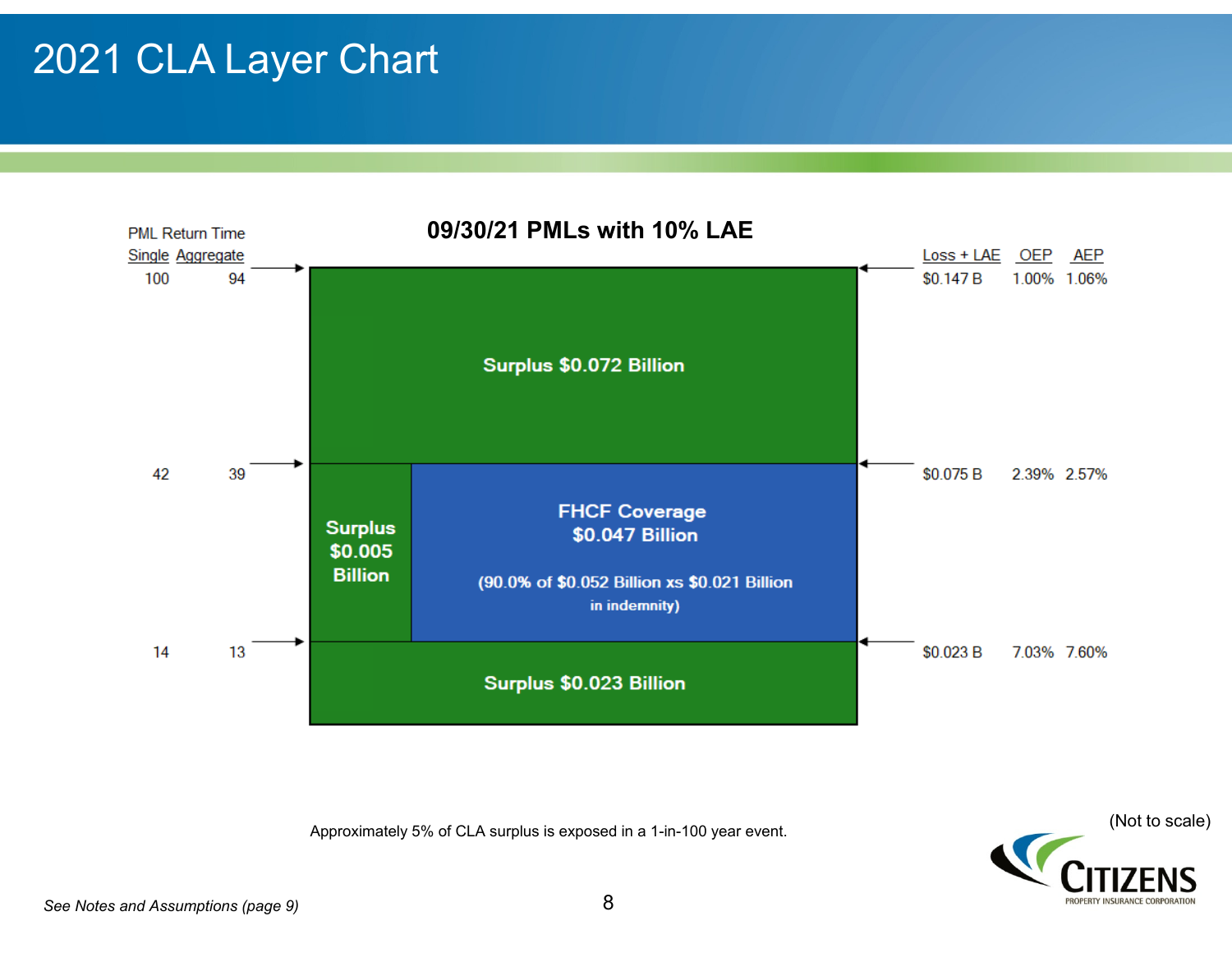# 2021 CLA Layer Chart

## 09/30/21 PMLs with 10% LAE

| PML Return Time Single | PML Return Time Aggregate | Layer | Loss + LAE | OEP | AEP |
|---|---|---|---|---|---|
| 100 | 94 | | $0.147 B | 1.00% | 1.06% |
| | | Surplus $0.072 Billion | | | |
| 42 | 39 | | $0.075 B | 2.39% | 2.57% |
| | | Surplus $0.005 Billion / FHCF Coverage $0.047 Billion (90.0% of $0.052 Billion xs $0.021 Billion in indemnity) | | | |
| 14 | 13 | | $0.023 B | 7.03% | 7.60% |
| | | Surplus $0.023 Billion | | | |

Approximately 5% of CLA surplus is exposed in a 1-in-100 year event.

(Not to scale)

*See Notes and Assumptions (page 9)*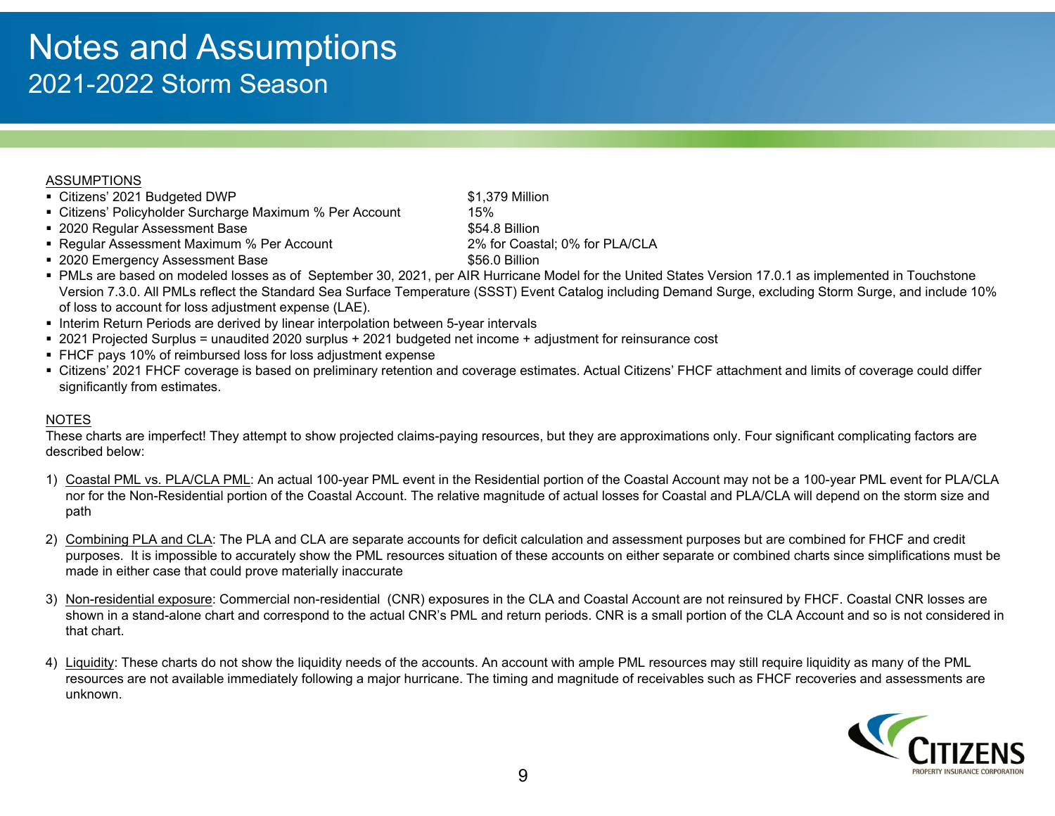# Notes and Assumptions

## 2021-2022 Storm Season

ASSUMPTIONS

- Citizens' 2021 Budgeted DWP — $1,379 Million
- Citizens' Policyholder Surcharge Maximum % Per Account — 15%
- 2020 Regular Assessment Base — $54.8 Billion
- Regular Assessment Maximum % Per Account — 2% for Coastal; 0% for PLA/CLA
- 2020 Emergency Assessment Base — $56.0 Billion
- PMLs are based on modeled losses as of September 30, 2021, per AIR Hurricane Model for the United States Version 17.0.1 as implemented in Touchstone Version 7.3.0. All PMLs reflect the Standard Sea Surface Temperature (SSST) Event Catalog including Demand Surge, excluding Storm Surge, and include 10% of loss to account for loss adjustment expense (LAE).
- Interim Return Periods are derived by linear interpolation between 5-year intervals
- 2021 Projected Surplus = unaudited 2020 surplus + 2021 budgeted net income + adjustment for reinsurance cost
- FHCF pays 10% of reimbursed loss for loss adjustment expense
- Citizens' 2021 FHCF coverage is based on preliminary retention and coverage estimates. Actual Citizens' FHCF attachment and limits of coverage could differ significantly from estimates.

NOTES

These charts are imperfect! They attempt to show projected claims-paying resources, but they are approximations only. Four significant complicating factors are described below:

1) Coastal PML vs. PLA/CLA PML: An actual 100-year PML event in the Residential portion of the Coastal Account may not be a 100-year PML event for PLA/CLA nor for the Non-Residential portion of the Coastal Account. The relative magnitude of actual losses for Coastal and PLA/CLA will depend on the storm size and path

2) Combining PLA and CLA: The PLA and CLA are separate accounts for deficit calculation and assessment purposes but are combined for FHCF and credit purposes. It is impossible to accurately show the PML resources situation of these accounts on either separate or combined charts since simplifications must be made in either case that could prove materially inaccurate

3) Non-residential exposure: Commercial non-residential (CNR) exposures in the CLA and Coastal Account are not reinsured by FHCF. Coastal CNR losses are shown in a stand-alone chart and correspond to the actual CNR's PML and return periods. CNR is a small portion of the CLA Account and so is not considered in that chart.

4) Liquidity: These charts do not show the liquidity needs of the accounts. An account with ample PML resources may still require liquidity as many of the PML resources are not available immediately following a major hurricane. The timing and magnitude of receivables such as FHCF recoveries and assessments are unknown.

CITIZENS
PROPERTY INSURANCE CORPORATION